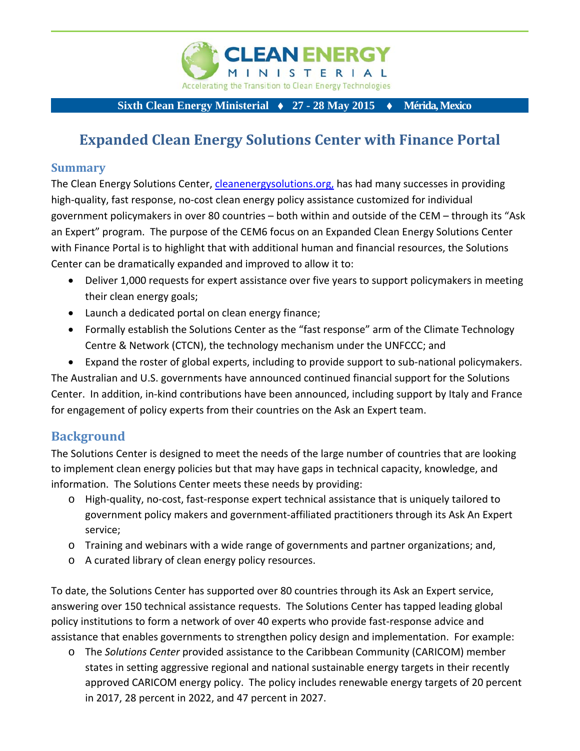CLEAN ENERGY MINISTERIAL

Accelerating the Transition to Clean Energy Technologies

**Sixth Clean Energy Ministerial ♦ 27 - 28 May 2015 ♦ Mérida, Mexico**

# Expanded Clean Energy Solutions Center with Finance Portal

## Summary

The Clean Energy Solutions Center, cleanenergysolutions.org, has had many successes in providing high-quality, fast response, no-cost clean energy policy assistance customized for individual government policymakers in over 80 countries – both within and outside of the CEM – through its "Ask an Expert" program. The purpose of the CEM6 focus on an Expanded Clean Energy Solutions Center with Finance Portal is to highlight that with additional human and financial resources, the Solutions Center can be dramatically expanded and improved to allow it to:

- Deliver 1,000 requests for expert assistance over five years to support policymakers in meeting their clean energy goals;
- Launch a dedicated portal on clean energy finance;
- Formally establish the Solutions Center as the "fast response" arm of the Climate Technology Centre & Network (CTCN), the technology mechanism under the UNFCCC; and
- Expand the roster of global experts, including to provide support to sub-national policymakers.

The Australian and U.S. governments have announced continued financial support for the Solutions Center. In addition, in-kind contributions have been announced, including support by Italy and France for engagement of policy experts from their countries on the Ask an Expert team.

## Background

The Solutions Center is designed to meet the needs of the large number of countries that are looking to implement clean energy policies but that may have gaps in technical capacity, knowledge, and information. The Solutions Center meets these needs by providing:

- High-quality, no-cost, fast-response expert technical assistance that is uniquely tailored to government policy makers and government-affiliated practitioners through its Ask An Expert service;
- Training and webinars with a wide range of governments and partner organizations; and,
- A curated library of clean energy policy resources.

To date, the Solutions Center has supported over 80 countries through its Ask an Expert service, answering over 150 technical assistance requests. The Solutions Center has tapped leading global policy institutions to form a network of over 40 experts who provide fast-response advice and assistance that enables governments to strengthen policy design and implementation. For example:

- The *Solutions Center* provided assistance to the Caribbean Community (CARICOM) member states in setting aggressive regional and national sustainable energy targets in their recently approved CARICOM energy policy. The policy includes renewable energy targets of 20 percent in 2017, 28 percent in 2022, and 47 percent in 2027.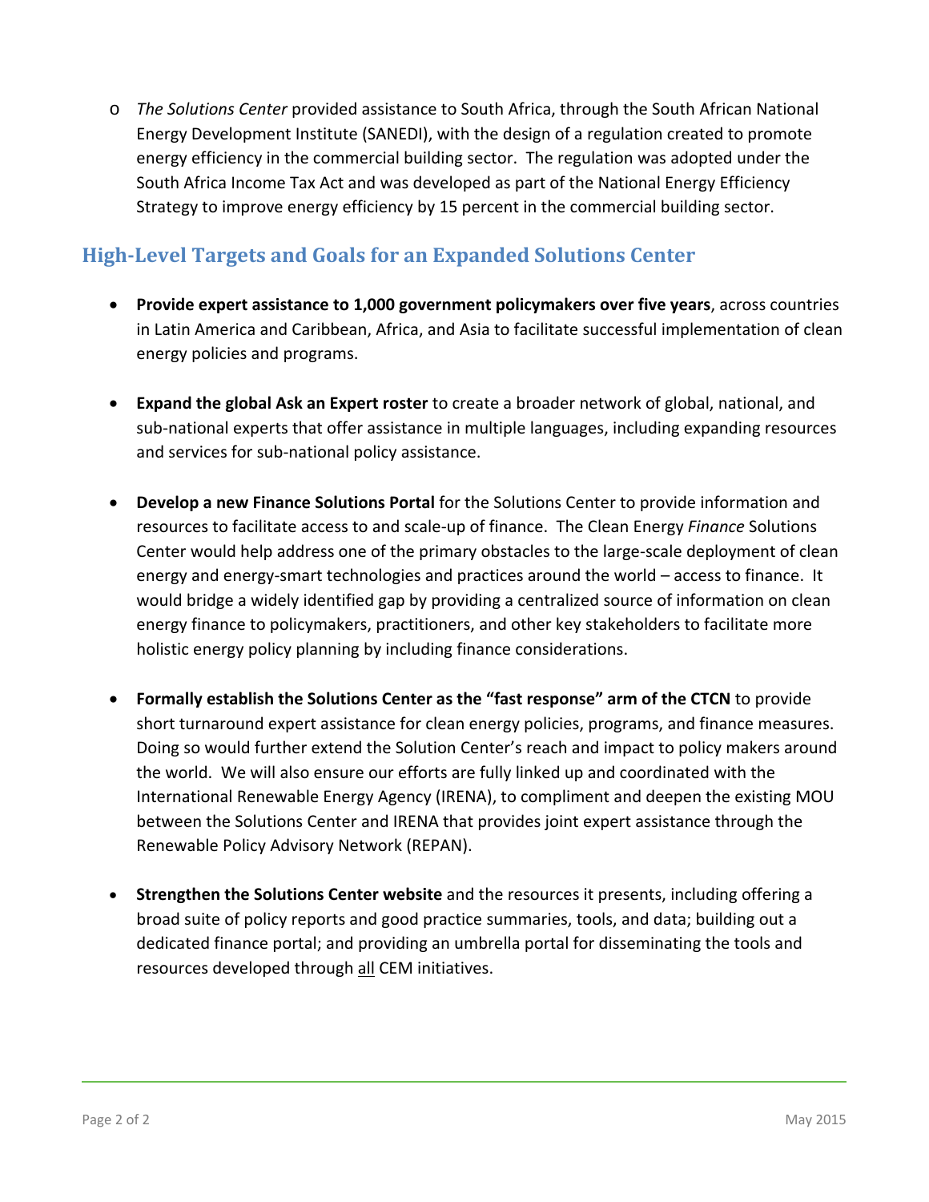- *The Solutions Center* provided assistance to South Africa, through the South African National Energy Development Institute (SANEDI), with the design of a regulation created to promote energy efficiency in the commercial building sector. The regulation was adopted under the South Africa Income Tax Act and was developed as part of the National Energy Efficiency Strategy to improve energy efficiency by 15 percent in the commercial building sector.

## High-Level Targets and Goals for an Expanded Solutions Center

- **Provide expert assistance to 1,000 government policymakers over five years**, across countries in Latin America and Caribbean, Africa, and Asia to facilitate successful implementation of clean energy policies and programs.

- **Expand the global Ask an Expert roster** to create a broader network of global, national, and sub-national experts that offer assistance in multiple languages, including expanding resources and services for sub-national policy assistance.

- **Develop a new Finance Solutions Portal** for the Solutions Center to provide information and resources to facilitate access to and scale-up of finance. The Clean Energy *Finance* Solutions Center would help address one of the primary obstacles to the large-scale deployment of clean energy and energy-smart technologies and practices around the world – access to finance. It would bridge a widely identified gap by providing a centralized source of information on clean energy finance to policymakers, practitioners, and other key stakeholders to facilitate more holistic energy policy planning by including finance considerations.

- **Formally establish the Solutions Center as the "fast response" arm of the CTCN** to provide short turnaround expert assistance for clean energy policies, programs, and finance measures. Doing so would further extend the Solution Center's reach and impact to policy makers around the world. We will also ensure our efforts are fully linked up and coordinated with the International Renewable Energy Agency (IRENA), to compliment and deepen the existing MOU between the Solutions Center and IRENA that provides joint expert assistance through the Renewable Policy Advisory Network (REPAN).

- **Strengthen the Solutions Center website** and the resources it presents, including offering a broad suite of policy reports and good practice summaries, tools, and data; building out a dedicated finance portal; and providing an umbrella portal for disseminating the tools and resources developed through <u>all</u> CEM initiatives.

May 2015